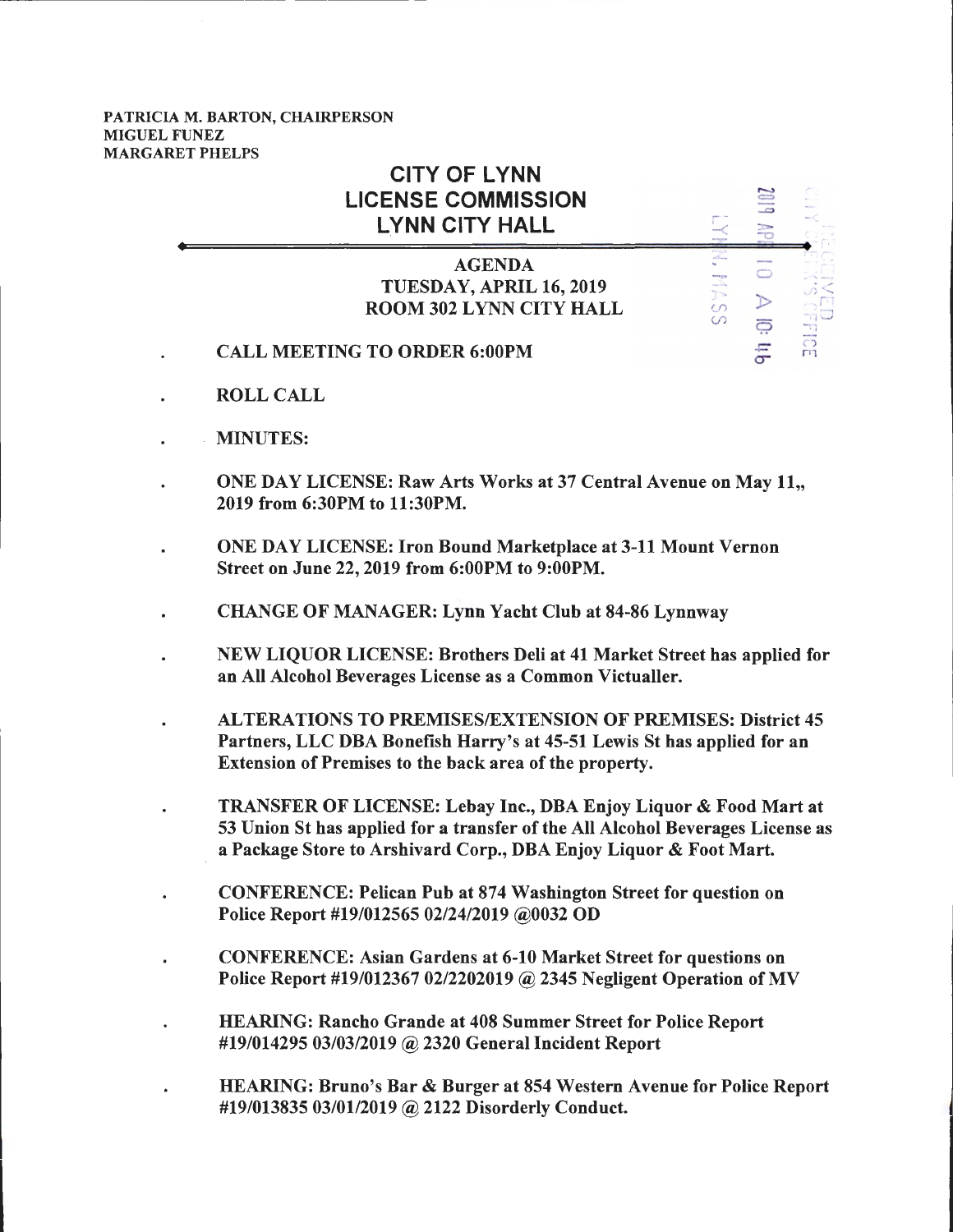PATRICIA M. BARTON, CHAIRPERSON
MIGUEL FUNEZ
MARGARET PHELPS

# CITY OF LYNN
# LICENSE COMMISSION
# LYNN CITY HALL

RECEIVED
CITY CLERK'S OFFICE
LYNN, MASS
2019 APR 10 A 10:46

## AGENDA
## TUESDAY, APRIL 16, 2019
## ROOM 302 LYNN CITY HALL

- **CALL MEETING TO ORDER 6:00PM**
- **ROLL CALL**
- **MINUTES:**
- **ONE DAY LICENSE: Raw Arts Works at 37 Central Avenue on May 11,, 2019 from 6:30PM to 11:30PM.**
- **ONE DAY LICENSE: Iron Bound Marketplace at 3-11 Mount Vernon Street on June 22, 2019 from 6:00PM to 9:00PM.**
- **CHANGE OF MANAGER: Lynn Yacht Club at 84-86 Lynnway**
- **NEW LIQUOR LICENSE: Brothers Deli at 41 Market Street has applied for an All Alcohol Beverages License as a Common Victualler.**
- **ALTERATIONS TO PREMISES/EXTENSION OF PREMISES: District 45 Partners, LLC DBA Bonefish Harry's at 45-51 Lewis St has applied for an Extension of Premises to the back area of the property.**
- **TRANSFER OF LICENSE: Lebay Inc., DBA Enjoy Liquor & Food Mart at 53 Union St has applied for a transfer of the All Alcohol Beverages License as a Package Store to Arshivard Corp., DBA Enjoy Liquor & Foot Mart.**
- **CONFERENCE: Pelican Pub at 874 Washington Street for question on Police Report #19/012565 02/24/2019 @0032 OD**
- **CONFERENCE: Asian Gardens at 6-10 Market Street for questions on Police Report #19/012367 02/2202019 @ 2345 Negligent Operation of MV**
- **HEARING: Rancho Grande at 408 Summer Street for Police Report #19/014295 03/03/2019 @ 2320 General Incident Report**
- **HEARING: Bruno's Bar & Burger at 854 Western Avenue for Police Report #19/013835 03/01/2019 @ 2122 Disorderly Conduct.**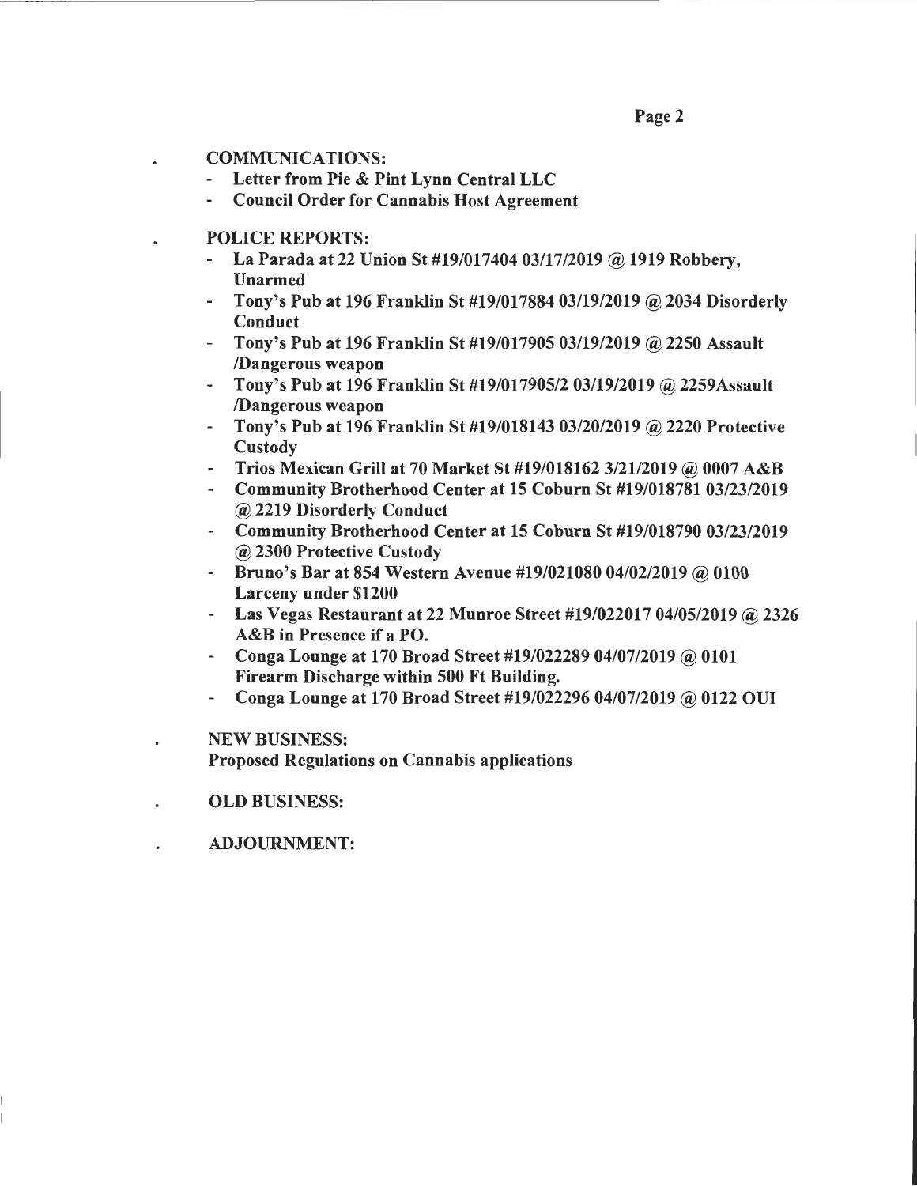- **COMMUNICATIONS:**
  - **Letter from Pie & Pint Lynn Central LLC**
  - **Council Order for Cannabis Host Agreement**

- **POLICE REPORTS:**
  - **La Parada at 22 Union St #19/017404 03/17/2019 @ 1919 Robbery, Unarmed**
  - **Tony's Pub at 196 Franklin St #19/017884 03/19/2019 @ 2034 Disorderly Conduct**
  - **Tony's Pub at 196 Franklin St #19/017905 03/19/2019 @ 2250 Assault /Dangerous weapon**
  - **Tony's Pub at 196 Franklin St #19/017905/2 03/19/2019 @ 2259Assault /Dangerous weapon**
  - **Tony's Pub at 196 Franklin St #19/018143 03/20/2019 @ 2220 Protective Custody**
  - **Trios Mexican Grill at 70 Market St #19/018162 3/21/2019 @ 0007 A&B**
  - **Community Brotherhood Center at 15 Coburn St #19/018781 03/23/2019 @ 2219 Disorderly Conduct**
  - **Community Brotherhood Center at 15 Coburn St #19/018790 03/23/2019 @ 2300 Protective Custody**
  - **Bruno's Bar at 854 Western Avenue #19/021080 04/02/2019 @ 0100 Larceny under $1200**
  - **Las Vegas Restaurant at 22 Munroe Street #19/022017 04/05/2019 @ 2326 A&B in Presence if a PO.**
  - **Conga Lounge at 170 Broad Street #19/022289 04/07/2019 @ 0101 Firearm Discharge within 500 Ft Building.**
  - **Conga Lounge at 170 Broad Street #19/022296 04/07/2019 @ 0122 OUI**

- **NEW BUSINESS:**
  **Proposed Regulations on Cannabis applications**

- **OLD BUSINESS:**

- **ADJOURNMENT:**